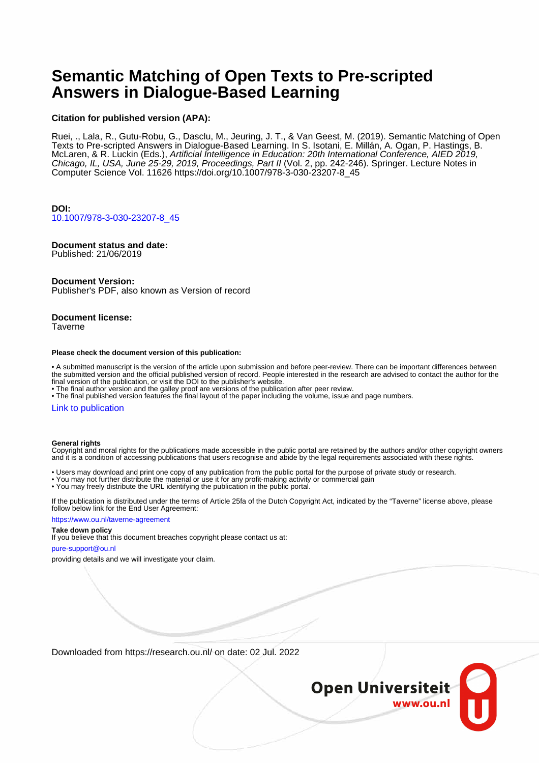# Semantic Matching of Open Texts to Pre-scripted Answers in Dialogue-Based Learning

**Citation for published version (APA):**

Ruei, ., Lala, R., Gutu-Robu, G., Dasclu, M., Jeuring, J. T., & Van Geest, M. (2019). Semantic Matching of Open Texts to Pre-scripted Answers in Dialogue-Based Learning. In S. Isotani, E. Millán, A. Ogan, P. Hastings, B. McLaren, & R. Luckin (Eds.), *Artificial Intelligence in Education: 20th International Conference, AIED 2019, Chicago, IL, USA, June 25-29, 2019, Proceedings, Part II* (Vol. 2, pp. 242-246). Springer. Lecture Notes in Computer Science Vol. 11626 https://doi.org/10.1007/978-3-030-23207-8_45

**DOI:**
10.1007/978-3-030-23207-8_45

**Document status and date:**
Published: 21/06/2019

**Document Version:**
Publisher's PDF, also known as Version of record

**Document license:**
Taverne

**Please check the document version of this publication:**

- A submitted manuscript is the version of the article upon submission and before peer-review. There can be important differences between the submitted version and the official published version of record. People interested in the research are advised to contact the author for the final version of the publication, or visit the DOI to the publisher's website.
- The final author version and the galley proof are versions of the publication after peer review.
- The final published version features the final layout of the paper including the volume, issue and page numbers.

Link to publication

**General rights**
Copyright and moral rights for the publications made accessible in the public portal are retained by the authors and/or other copyright owners and it is a condition of accessing publications that users recognise and abide by the legal requirements associated with these rights.

- Users may download and print one copy of any publication from the public portal for the purpose of private study or research.
- You may not further distribute the material or use it for any profit-making activity or commercial gain
- You may freely distribute the URL identifying the publication in the public portal.

If the publication is distributed under the terms of Article 25fa of the Dutch Copyright Act, indicated by the "Taverne" license above, please follow below link for the End User Agreement:

https://www.ou.nl/taverne-agreement

**Take down policy**
If you believe that this document breaches copyright please contact us at:

pure-support@ou.nl

providing details and we will investigate your claim.

Downloaded from https://research.ou.nl/ on date: 02 Jul. 2022

Open Universiteit
www.ou.nl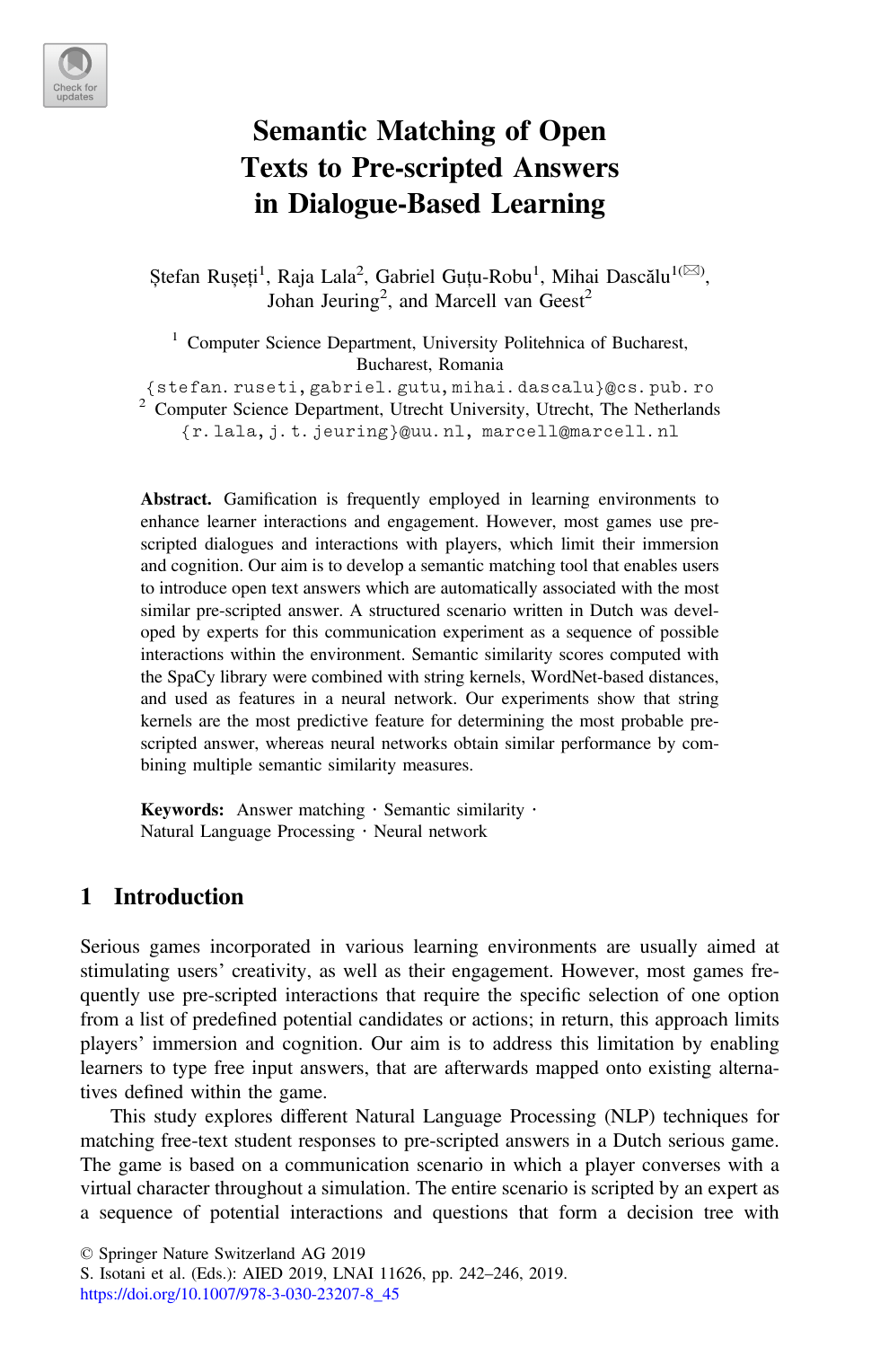# Semantic Matching of Open Texts to Pre-scripted Answers in Dialogue-Based Learning

Ștefan Ruseți[1], Raja Lala[2], Gabriel Guțu-Robu[1], Mihai Dascălu[1(✉)], Johan Jeuring[2], and Marcell van Geest[2]

[1] Computer Science Department, University Politehnica of Bucharest, Bucharest, Romania
{stefan.ruseti,gabriel.gutu,mihai.dascalu}@cs.pub.ro

[2] Computer Science Department, Utrecht University, Utrecht, The Netherlands
{r.lala,j.t.jeuring}@uu.nl, marcell@marcell.nl

**Abstract.** Gamification is frequently employed in learning environments to enhance learner interactions and engagement. However, most games use pre-scripted dialogues and interactions with players, which limit their immersion and cognition. Our aim is to develop a semantic matching tool that enables users to introduce open text answers which are automatically associated with the most similar pre-scripted answer. A structured scenario written in Dutch was developed by experts for this communication experiment as a sequence of possible interactions within the environment. Semantic similarity scores computed with the SpaCy library were combined with string kernels, WordNet-based distances, and used as features in a neural network. Our experiments show that string kernels are the most predictive feature for determining the most probable pre-scripted answer, whereas neural networks obtain similar performance by combining multiple semantic similarity measures.

**Keywords:** Answer matching · Semantic similarity · Natural Language Processing · Neural network

## 1 Introduction

Serious games incorporated in various learning environments are usually aimed at stimulating users' creativity, as well as their engagement. However, most games frequently use pre-scripted interactions that require the specific selection of one option from a list of predefined potential candidates or actions; in return, this approach limits players' immersion and cognition. Our aim is to address this limitation by enabling learners to type free input answers, that are afterwards mapped onto existing alternatives defined within the game.

This study explores different Natural Language Processing (NLP) techniques for matching free-text student responses to pre-scripted answers in a Dutch serious game. The game is based on a communication scenario in which a player converses with a virtual character throughout a simulation. The entire scenario is scripted by an expert as a sequence of potential interactions and questions that form a decision tree with

© Springer Nature Switzerland AG 2019
S. Isotani et al. (Eds.): AIED 2019, LNAI 11626, pp. 242–246, 2019.
https://doi.org/10.1007/978-3-030-23207-8_45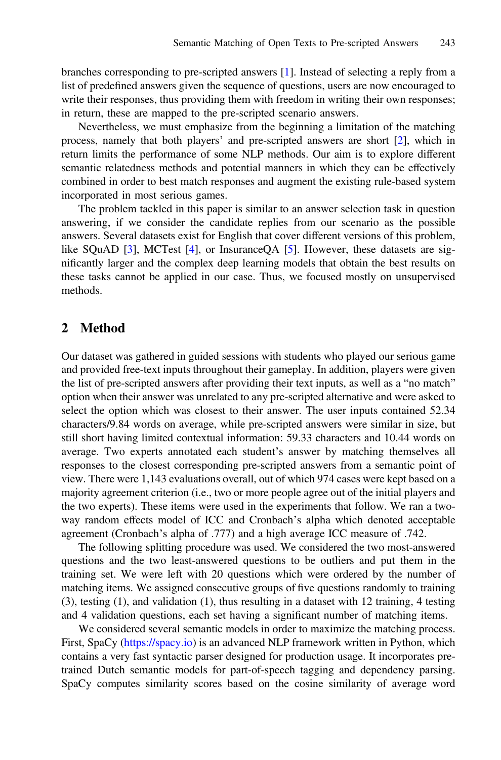branches corresponding to pre-scripted answers [1]. Instead of selecting a reply from a list of predefined answers given the sequence of questions, users are now encouraged to write their responses, thus providing them with freedom in writing their own responses; in return, these are mapped to the pre-scripted scenario answers.

Nevertheless, we must emphasize from the beginning a limitation of the matching process, namely that both players' and pre-scripted answers are short [2], which in return limits the performance of some NLP methods. Our aim is to explore different semantic relatedness methods and potential manners in which they can be effectively combined in order to best match responses and augment the existing rule-based system incorporated in most serious games.

The problem tackled in this paper is similar to an answer selection task in question answering, if we consider the candidate replies from our scenario as the possible answers. Several datasets exist for English that cover different versions of this problem, like SQuAD [3], MCTest [4], or InsuranceQA [5]. However, these datasets are significantly larger and the complex deep learning models that obtain the best results on these tasks cannot be applied in our case. Thus, we focused mostly on unsupervised methods.

## 2 Method

Our dataset was gathered in guided sessions with students who played our serious game and provided free-text inputs throughout their gameplay. In addition, players were given the list of pre-scripted answers after providing their text inputs, as well as a "no match" option when their answer was unrelated to any pre-scripted alternative and were asked to select the option which was closest to their answer. The user inputs contained 52.34 characters/9.84 words on average, while pre-scripted answers were similar in size, but still short having limited contextual information: 59.33 characters and 10.44 words on average. Two experts annotated each student's answer by matching themselves all responses to the closest corresponding pre-scripted answers from a semantic point of view. There were 1,143 evaluations overall, out of which 974 cases were kept based on a majority agreement criterion (i.e., two or more people agree out of the initial players and the two experts). These items were used in the experiments that follow. We ran a two-way random effects model of ICC and Cronbach's alpha which denoted acceptable agreement (Cronbach's alpha of .777) and a high average ICC measure of .742.

The following splitting procedure was used. We considered the two most-answered questions and the two least-answered questions to be outliers and put them in the training set. We were left with 20 questions which were ordered by the number of matching items. We assigned consecutive groups of five questions randomly to training (3), testing (1), and validation (1), thus resulting in a dataset with 12 training, 4 testing and 4 validation questions, each set having a significant number of matching items.

We considered several semantic models in order to maximize the matching process. First, SpaCy (https://spacy.io) is an advanced NLP framework written in Python, which contains a very fast syntactic parser designed for production usage. It incorporates pre-trained Dutch semantic models for part-of-speech tagging and dependency parsing. SpaCy computes similarity scores based on the cosine similarity of average word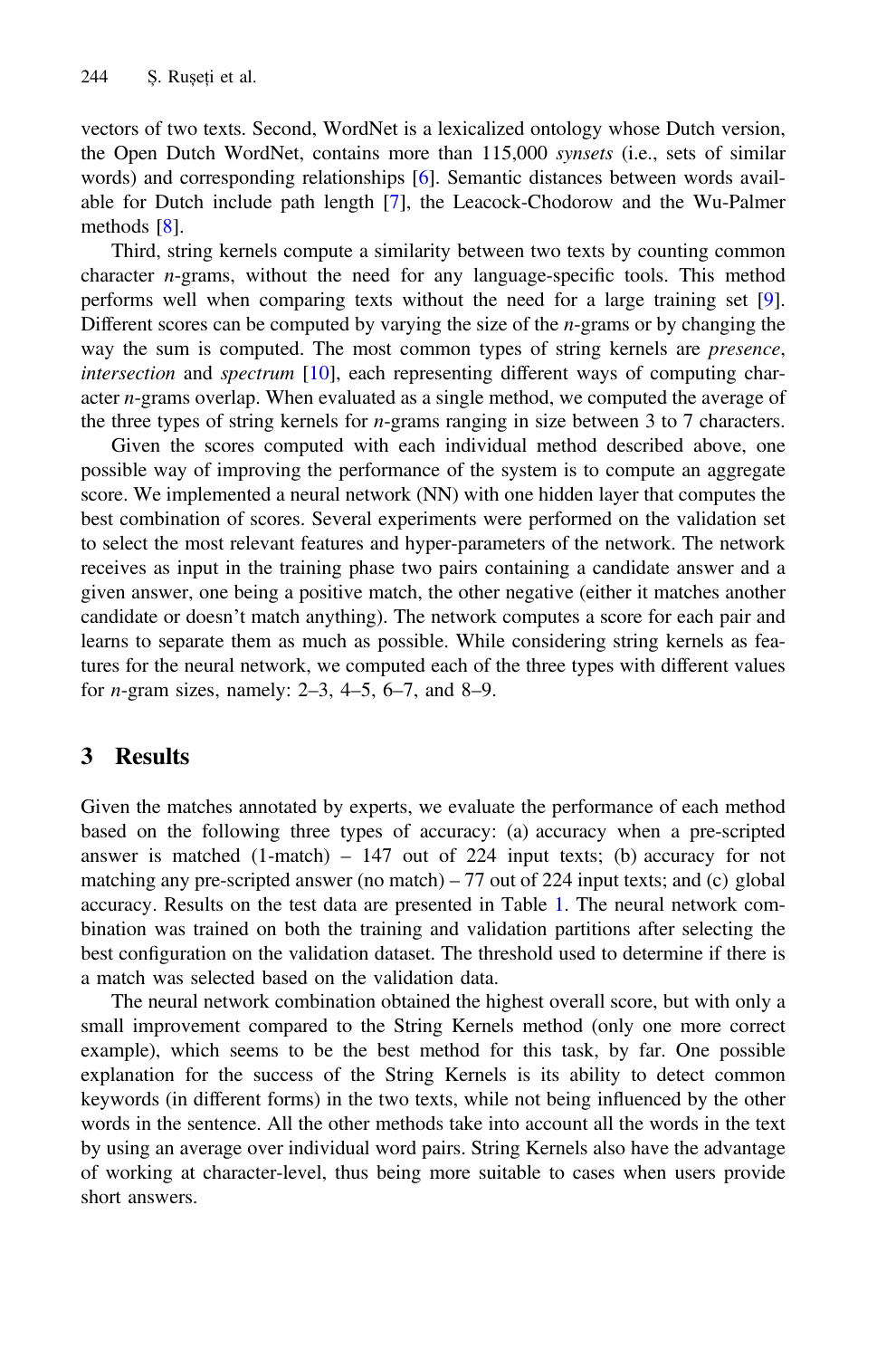vectors of two texts. Second, WordNet is a lexicalized ontology whose Dutch version, the Open Dutch WordNet, contains more than 115,000 *synsets* (i.e., sets of similar words) and corresponding relationships [6]. Semantic distances between words available for Dutch include path length [7], the Leacock-Chodorow and the Wu-Palmer methods [8].

Third, string kernels compute a similarity between two texts by counting common character *n*-grams, without the need for any language-specific tools. This method performs well when comparing texts without the need for a large training set [9]. Different scores can be computed by varying the size of the *n*-grams or by changing the way the sum is computed. The most common types of string kernels are *presence*, *intersection* and *spectrum* [10], each representing different ways of computing character *n*-grams overlap. When evaluated as a single method, we computed the average of the three types of string kernels for *n*-grams ranging in size between 3 to 7 characters.

Given the scores computed with each individual method described above, one possible way of improving the performance of the system is to compute an aggregate score. We implemented a neural network (NN) with one hidden layer that computes the best combination of scores. Several experiments were performed on the validation set to select the most relevant features and hyper-parameters of the network. The network receives as input in the training phase two pairs containing a candidate answer and a given answer, one being a positive match, the other negative (either it matches another candidate or doesn't match anything). The network computes a score for each pair and learns to separate them as much as possible. While considering string kernels as features for the neural network, we computed each of the three types with different values for *n*-gram sizes, namely: 2–3, 4–5, 6–7, and 8–9.

## 3 Results

Given the matches annotated by experts, we evaluate the performance of each method based on the following three types of accuracy: (a) accuracy when a pre-scripted answer is matched (1-match) – 147 out of 224 input texts; (b) accuracy for not matching any pre-scripted answer (no match) – 77 out of 224 input texts; and (c) global accuracy. Results on the test data are presented in Table 1. The neural network combination was trained on both the training and validation partitions after selecting the best configuration on the validation dataset. The threshold used to determine if there is a match was selected based on the validation data.

The neural network combination obtained the highest overall score, but with only a small improvement compared to the String Kernels method (only one more correct example), which seems to be the best method for this task, by far. One possible explanation for the success of the String Kernels is its ability to detect common keywords (in different forms) in the two texts, while not being influenced by the other words in the sentence. All the other methods take into account all the words in the text by using an average over individual word pairs. String Kernels also have the advantage of working at character-level, thus being more suitable to cases when users provide short answers.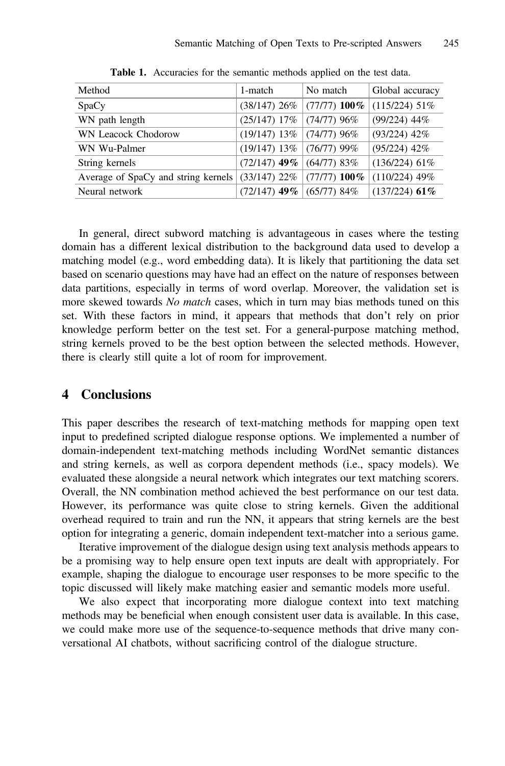**Table 1.** Accuracies for the semantic methods applied on the test data.

| Method | 1-match | No match | Global accuracy |
|---|---|---|---|
| SpaCy | (38/147) 26% | (77/77) **100%** | (115/224) 51% |
| WN path length | (25/147) 17% | (74/77) 96% | (99/224) 44% |
| WN Leacock Chodorow | (19/147) 13% | (74/77) 96% | (93/224) 42% |
| WN Wu-Palmer | (19/147) 13% | (76/77) 99% | (95/224) 42% |
| String kernels | (72/147) **49%** | (64/77) 83% | (136/224) 61% |
| Average of SpaCy and string kernels | (33/147) 22% | (77/77) **100%** | (110/224) 49% |
| Neural network | (72/147) **49%** | (65/77) 84% | (137/224) **61%** |

In general, direct subword matching is advantageous in cases where the testing domain has a different lexical distribution to the background data used to develop a matching model (e.g., word embedding data). It is likely that partitioning the data set based on scenario questions may have had an effect on the nature of responses between data partitions, especially in terms of word overlap. Moreover, the validation set is more skewed towards *No match* cases, which in turn may bias methods tuned on this set. With these factors in mind, it appears that methods that don't rely on prior knowledge perform better on the test set. For a general-purpose matching method, string kernels proved to be the best option between the selected methods. However, there is clearly still quite a lot of room for improvement.

## 4 Conclusions

This paper describes the research of text-matching methods for mapping open text input to predefined scripted dialogue response options. We implemented a number of domain-independent text-matching methods including WordNet semantic distances and string kernels, as well as corpora dependent methods (i.e., spacy models). We evaluated these alongside a neural network which integrates our text matching scorers. Overall, the NN combination method achieved the best performance on our test data. However, its performance was quite close to string kernels. Given the additional overhead required to train and run the NN, it appears that string kernels are the best option for integrating a generic, domain independent text-matcher into a serious game.

Iterative improvement of the dialogue design using text analysis methods appears to be a promising way to help ensure open text inputs are dealt with appropriately. For example, shaping the dialogue to encourage user responses to be more specific to the topic discussed will likely make matching easier and semantic models more useful.

We also expect that incorporating more dialogue context into text matching methods may be beneficial when enough consistent user data is available. In this case, we could make more use of the sequence-to-sequence methods that drive many conversational AI chatbots, without sacrificing control of the dialogue structure.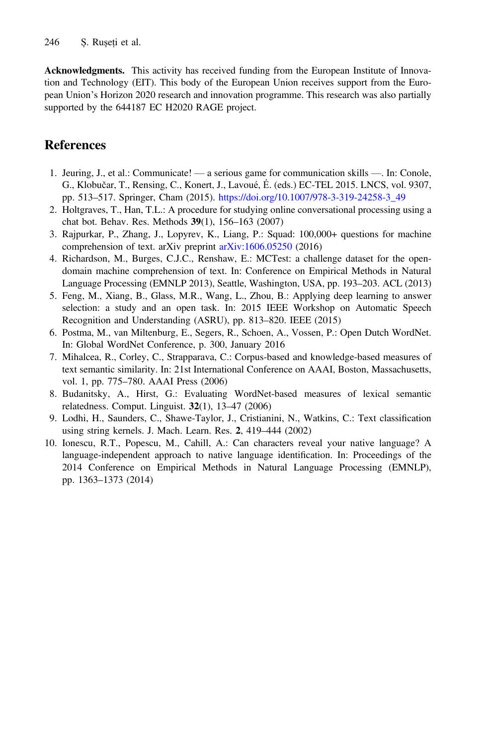**Acknowledgments.** This activity has received funding from the European Institute of Innovation and Technology (EIT). This body of the European Union receives support from the European Union's Horizon 2020 research and innovation programme. This research was also partially supported by the 644187 EC H2020 RAGE project.

## References

1. Jeuring, J., et al.: Communicate! — a serious game for communication skills —. In: Conole, G., Klobučar, T., Rensing, C., Konert, J., Lavoué, É. (eds.) EC-TEL 2015. LNCS, vol. 9307, pp. 513–517. Springer, Cham (2015). https://doi.org/10.1007/978-3-319-24258-3_49
2. Holtgraves, T., Han, T.L.: A procedure for studying online conversational processing using a chat bot. Behav. Res. Methods **39**(1), 156–163 (2007)
3. Rajpurkar, P., Zhang, J., Lopyrev, K., Liang, P.: Squad: 100,000+ questions for machine comprehension of text. arXiv preprint arXiv:1606.05250 (2016)
4. Richardson, M., Burges, C.J.C., Renshaw, E.: MCTest: a challenge dataset for the open-domain machine comprehension of text. In: Conference on Empirical Methods in Natural Language Processing (EMNLP 2013), Seattle, Washington, USA, pp. 193–203. ACL (2013)
5. Feng, M., Xiang, B., Glass, M.R., Wang, L., Zhou, B.: Applying deep learning to answer selection: a study and an open task. In: 2015 IEEE Workshop on Automatic Speech Recognition and Understanding (ASRU), pp. 813–820. IEEE (2015)
6. Postma, M., van Miltenburg, E., Segers, R., Schoen, A., Vossen, P.: Open Dutch WordNet. In: Global WordNet Conference, p. 300, January 2016
7. Mihalcea, R., Corley, C., Strapparava, C.: Corpus-based and knowledge-based measures of text semantic similarity. In: 21st International Conference on AAAI, Boston, Massachusetts, vol. 1, pp. 775–780. AAAI Press (2006)
8. Budanitsky, A., Hirst, G.: Evaluating WordNet-based measures of lexical semantic relatedness. Comput. Linguist. **32**(1), 13–47 (2006)
9. Lodhi, H., Saunders, C., Shawe-Taylor, J., Cristianini, N., Watkins, C.: Text classification using string kernels. J. Mach. Learn. Res. **2**, 419–444 (2002)
10. Ionescu, R.T., Popescu, M., Cahill, A.: Can characters reveal your native language? A language-independent approach to native language identification. In: Proceedings of the 2014 Conference on Empirical Methods in Natural Language Processing (EMNLP), pp. 1363–1373 (2014)